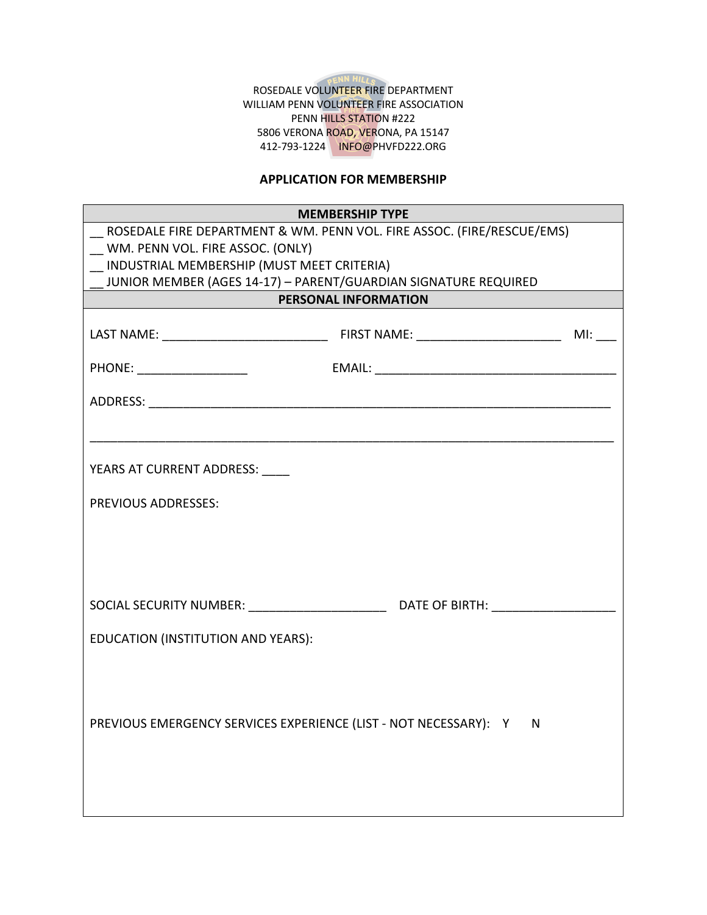ROSEDALE VOLUNTEER FIRE DEPARTMENT
WILLIAM PENN VOLUNTEER FIRE ASSOCIATION
PENN HILLS STATION #222
5806 VERONA ROAD, VERONA, PA 15147
412-793-1224 INFO@PHVFD222.ORG

## APPLICATION FOR MEMBERSHIP

### MEMBERSHIP TYPE

__ ROSEDALE FIRE DEPARTMENT & WM. PENN VOL. FIRE ASSOC. (FIRE/RESCUE/EMS)
__ WM. PENN VOL. FIRE ASSOC. (ONLY)
__ INDUSTRIAL MEMBERSHIP (MUST MEET CRITERIA)
__ JUNIOR MEMBER (AGES 14-17) – PARENT/GUARDIAN SIGNATURE REQUIRED

### PERSONAL INFORMATION

LAST NAME: ________________________ FIRST NAME: _____________________ MI: ___

PHONE: ________________ EMAIL: ___________________________________

ADDRESS: ____________________________________________________________________

_____________________________________________________________________________

YEARS AT CURRENT ADDRESS: ____

PREVIOUS ADDRESSES:

SOCIAL SECURITY NUMBER: ____________________ DATE OF BIRTH: _________________

EDUCATION (INSTITUTION AND YEARS):

PREVIOUS EMERGENCY SERVICES EXPERIENCE (LIST - NOT NECESSARY): Y N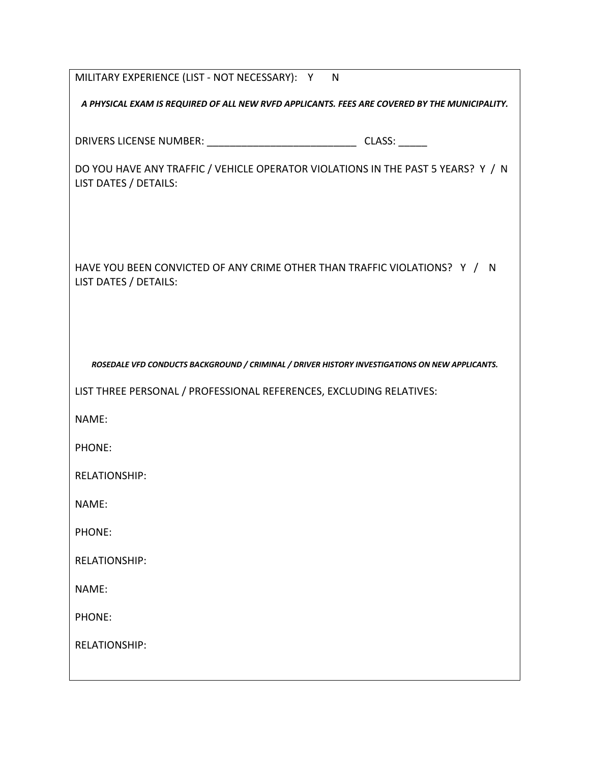MILITARY EXPERIENCE (LIST - NOT NECESSARY): Y N

***A PHYSICAL EXAM IS REQUIRED OF ALL NEW RVFD APPLICANTS. FEES ARE COVERED BY THE MUNICIPALITY.***

DRIVERS LICENSE NUMBER: ___________________________ CLASS: _____

DO YOU HAVE ANY TRAFFIC / VEHICLE OPERATOR VIOLATIONS IN THE PAST 5 YEARS? Y / N
LIST DATES / DETAILS:

HAVE YOU BEEN CONVICTED OF ANY CRIME OTHER THAN TRAFFIC VIOLATIONS? Y / N
LIST DATES / DETAILS:

***ROSEDALE VFD CONDUCTS BACKGROUND / CRIMINAL / DRIVER HISTORY INVESTIGATIONS ON NEW APPLICANTS.***

LIST THREE PERSONAL / PROFESSIONAL REFERENCES, EXCLUDING RELATIVES:

NAME:

PHONE:

RELATIONSHIP:

NAME:

PHONE:

RELATIONSHIP:

NAME:

PHONE:

RELATIONSHIP: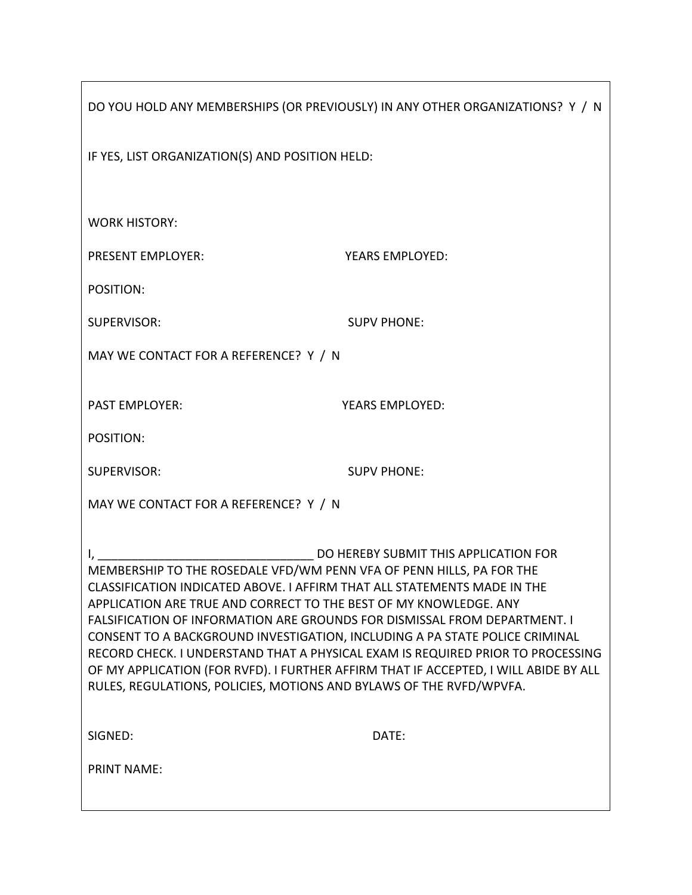DO YOU HOLD ANY MEMBERSHIPS (OR PREVIOUSLY) IN ANY OTHER ORGANIZATIONS? Y / N

IF YES, LIST ORGANIZATION(S) AND POSITION HELD:

WORK HISTORY:

PRESENT EMPLOYER: YEARS EMPLOYED:

POSITION:

SUPERVISOR: SUPV PHONE:

MAY WE CONTACT FOR A REFERENCE? Y / N

PAST EMPLOYER: YEARS EMPLOYED:

POSITION:

SUPERVISOR: SUPV PHONE:

MAY WE CONTACT FOR A REFERENCE? Y / N

I, _________________________________ DO HEREBY SUBMIT THIS APPLICATION FOR MEMBERSHIP TO THE ROSEDALE VFD/WM PENN VFA OF PENN HILLS, PA FOR THE CLASSIFICATION INDICATED ABOVE. I AFFIRM THAT ALL STATEMENTS MADE IN THE APPLICATION ARE TRUE AND CORRECT TO THE BEST OF MY KNOWLEDGE. ANY FALSIFICATION OF INFORMATION ARE GROUNDS FOR DISMISSAL FROM DEPARTMENT. I CONSENT TO A BACKGROUND INVESTIGATION, INCLUDING A PA STATE POLICE CRIMINAL RECORD CHECK. I UNDERSTAND THAT A PHYSICAL EXAM IS REQUIRED PRIOR TO PROCESSING OF MY APPLICATION (FOR RVFD). I FURTHER AFFIRM THAT IF ACCEPTED, I WILL ABIDE BY ALL RULES, REGULATIONS, POLICIES, MOTIONS AND BYLAWS OF THE RVFD/WPVFA.

SIGNED: DATE:

PRINT NAME: